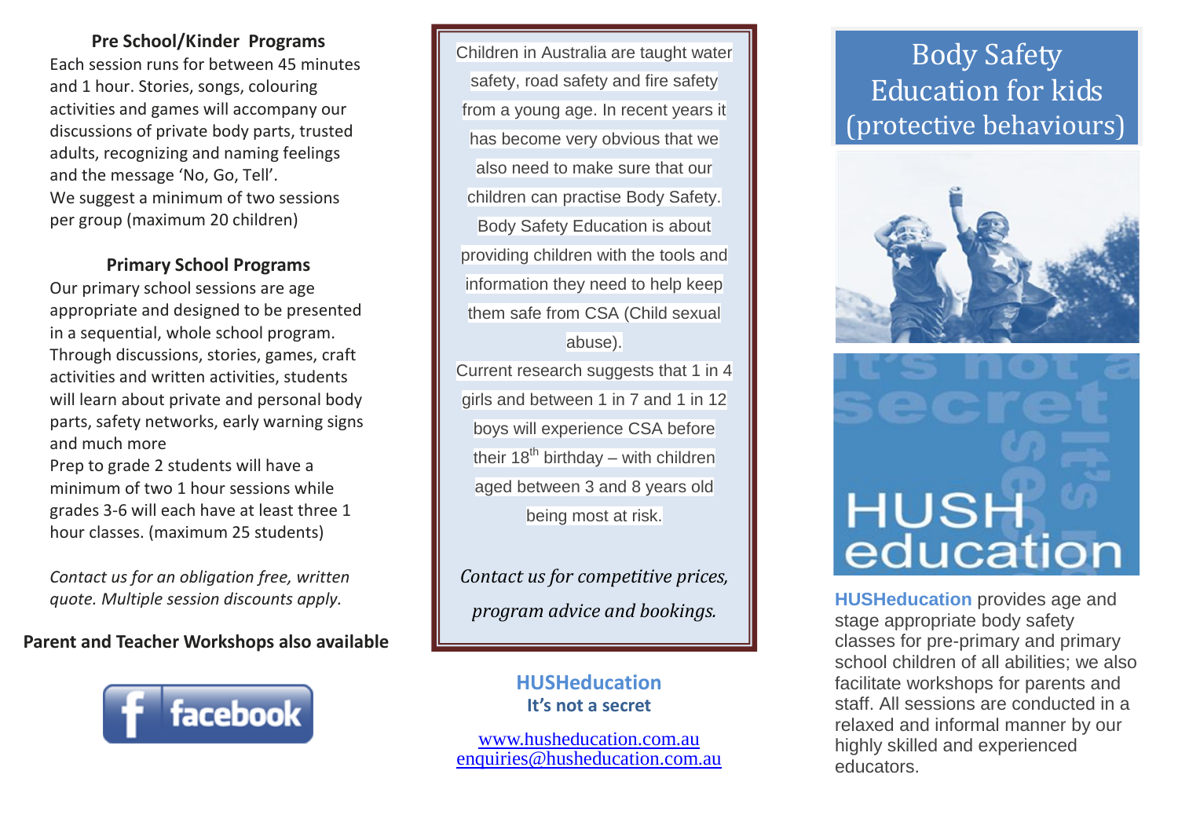### Pre School/Kinder Programs

Each session runs for between 45 minutes and 1 hour. Stories, songs, colouring activities and games will accompany our discussions of private body parts, trusted adults, recognizing and naming feelings and the message 'No, Go, Tell'.
We suggest a minimum of two sessions per group (maximum 20 children)

### Primary School Programs

Our primary school sessions are age appropriate and designed to be presented in a sequential, whole school program. Through discussions, stories, games, craft activities and written activities, students will learn about private and personal body parts, safety networks, early warning signs and much more
Prep to grade 2 students will have a minimum of two 1 hour sessions while grades 3-6 will each have at least three 1 hour classes. (maximum 25 students)

*Contact us for an obligation free, written quote. Multiple session discounts apply.*

**Parent and Teacher Workshops also available**

facebook

Children in Australia are taught water safety, road safety and fire safety from a young age. In recent years it has become very obvious that we also need to make sure that our children can practise Body Safety. Body Safety Education is about providing children with the tools and information they need to help keep them safe from CSA (Child sexual abuse).
Current research suggests that 1 in 4 girls and between 1 in 7 and 1 in 12 boys will experience CSA before their 18th birthday – with children aged between 3 and 8 years old being most at risk.

*Contact us for competitive prices, program advice and bookings.*

**HUSHeducation**
**It's not a secret**

www.husheducation.com.au
enquiries@husheducation.com.au

# Body Safety Education for kids (protective behaviours)

HUSH education

**HUSHeducation** provides age and stage appropriate body safety classes for pre-primary and primary school children of all abilities; we also facilitate workshops for parents and staff. All sessions are conducted in a relaxed and informal manner by our highly skilled and experienced educators.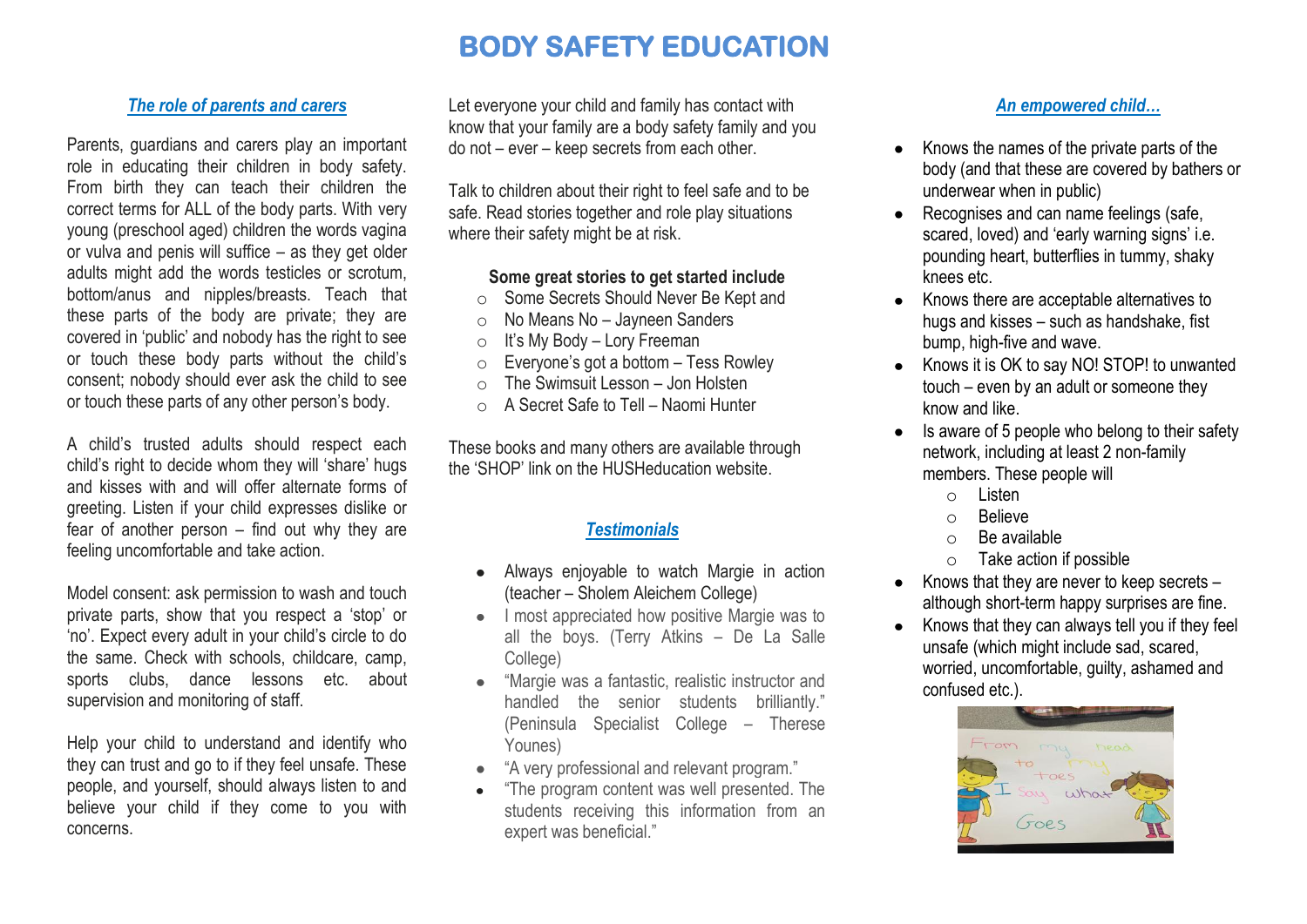# BODY SAFETY EDUCATION

## *The role of parents and carers*

Parents, guardians and carers play an important role in educating their children in body safety. From birth they can teach their children the correct terms for ALL of the body parts. With very young (preschool aged) children the words vagina or vulva and penis will suffice – as they get older adults might add the words testicles or scrotum, bottom/anus and nipples/breasts. Teach that these parts of the body are private; they are covered in 'public' and nobody has the right to see or touch these body parts without the child's consent; nobody should ever ask the child to see or touch these parts of any other person's body.

A child's trusted adults should respect each child's right to decide whom they will 'share' hugs and kisses with and will offer alternate forms of greeting. Listen if your child expresses dislike or fear of another person – find out why they are feeling uncomfortable and take action.

Model consent: ask permission to wash and touch private parts, show that you respect a 'stop' or 'no'. Expect every adult in your child's circle to do the same. Check with schools, childcare, camp, sports clubs, dance lessons etc. about supervision and monitoring of staff.

Help your child to understand and identify who they can trust and go to if they feel unsafe. These people, and yourself, should always listen to and believe your child if they come to you with concerns.

Let everyone your child and family has contact with know that your family are a body safety family and you do not – ever – keep secrets from each other.

Talk to children about their right to feel safe and to be safe. Read stories together and role play situations where their safety might be at risk.

**Some great stories to get started include**

- Some Secrets Should Never Be Kept and
- No Means No – Jayneen Sanders
- It's My Body – Lory Freeman
- Everyone's got a bottom – Tess Rowley
- The Swimsuit Lesson – Jon Holsten
- A Secret Safe to Tell – Naomi Hunter

These books and many others are available through the 'SHOP' link on the HUSHeducation website.

## *Testimonials*

- Always enjoyable to watch Margie in action (teacher – Sholem Aleichem College)
- I most appreciated how positive Margie was to all the boys. (Terry Atkins – De La Salle College)
- "Margie was a fantastic, realistic instructor and handled the senior students brilliantly." (Peninsula Specialist College – Therese Younes)
- "A very professional and relevant program."
- "The program content was well presented. The students receiving this information from an expert was beneficial."

## *An empowered child…*

- Knows the names of the private parts of the body (and that these are covered by bathers or underwear when in public)
- Recognises and can name feelings (safe, scared, loved) and 'early warning signs' i.e. pounding heart, butterflies in tummy, shaky knees etc.
- Knows there are acceptable alternatives to hugs and kisses – such as handshake, fist bump, high-five and wave.
- Knows it is OK to say NO! STOP! to unwanted touch – even by an adult or someone they know and like.
- Is aware of 5 people who belong to their safety network, including at least 2 non-family members. These people will
  - Listen
  - Believe
  - Be available
  - Take action if possible
- Knows that they are never to keep secrets – although short-term happy surprises are fine.
- Knows that they can always tell you if they feel unsafe (which might include sad, scared, worried, uncomfortable, guilty, ashamed and confused etc.).